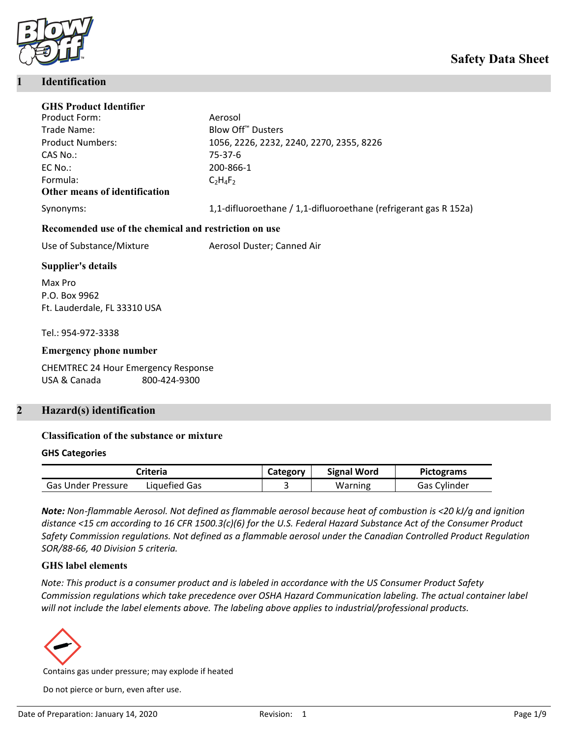# Safety Data Sheet

## 1 Identification

### GHS Product Identifier

| | |
|---|---|
| Product Form: | Aerosol |
| Trade Name: | Blow Off™ Dusters |
| Product Numbers: | 1056, 2226, 2232, 2240, 2270, 2355, 8226 |
| CAS No.: | 75-37-6 |
| EC No.: | 200-866-1 |
| Formula: | $C_2H_4F_2$ |

### Other means of identification

Synonyms: 1,1-difluoroethane / 1,1-difluoroethane (refrigerant gas R 152a)

### Recomended use of the chemical and restriction on use

Use of Substance/Mixture: Aerosol Duster; Canned Air

### Supplier's details

Max Pro
P.O. Box 9962
Ft. Lauderdale, FL 33310 USA

Tel.: 954-972-3338

### Emergency phone number

CHEMTREC 24 Hour Emergency Response
USA & Canada 800-424-9300

## 2 Hazard(s) identification

### Classification of the substance or mixture

**GHS Categories**

| Criteria | | Category | Signal Word | Pictograms |
|---|---|---|---|---|
| Gas Under Pressure | Liquefied Gas | 3 | Warning | Gas Cylinder |

***Note:*** *Non-flammable Aerosol. Not defined as flammable aerosol because heat of combustion is <20 kJ/g and ignition distance <15 cm according to 16 CFR 1500.3(c)(6) for the U.S. Federal Hazard Substance Act of the Consumer Product Safety Commission regulations. Not defined as a flammable aerosol under the Canadian Controlled Product Regulation SOR/88-66, 40 Division 5 criteria.*

### GHS label elements

*Note: This product is a consumer product and is labeled in accordance with the US Consumer Product Safety Commission regulations which take precedence over OSHA Hazard Communication labeling. The actual container label will not include the label elements above. The labeling above applies to industrial/professional products.*

Contains gas under pressure; may explode if heated

Do not pierce or burn, even after use.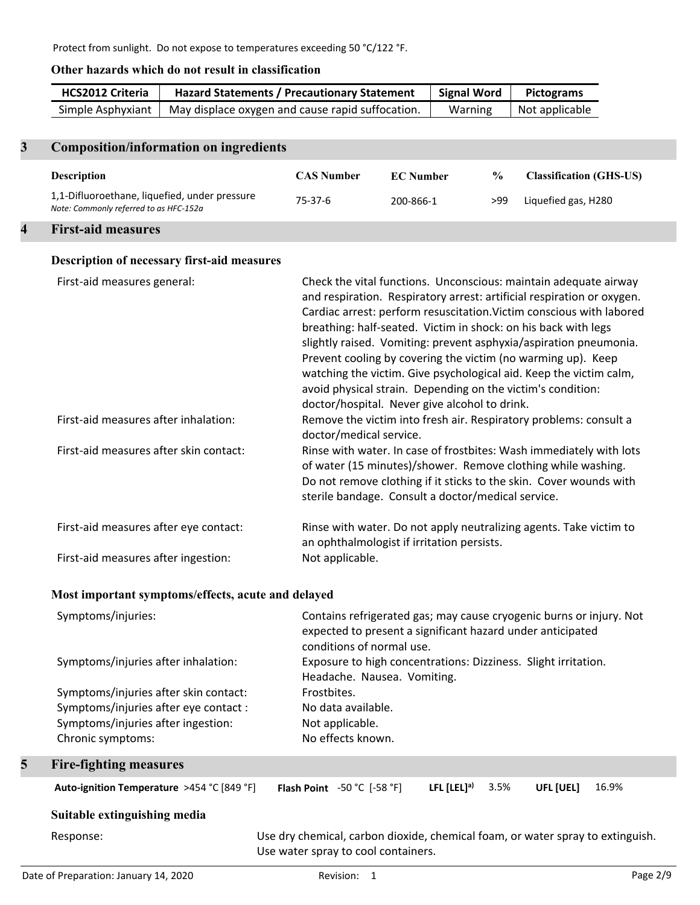Protect from sunlight. Do not expose to temperatures exceeding 50 °C/122 °F.

**Other hazards which do not result in classification**

| HCS2012 Criteria | Hazard Statements / Precautionary Statement | Signal Word | Pictograms |
|---|---|---|---|
| Simple Asphyxiant | May displace oxygen and cause rapid suffocation. | Warning | Not applicable |

## 3 Composition/information on ingredients

| Description | CAS Number | EC Number | % | Classification (GHS-US) |
|---|---|---|---|---|
| 1,1-Difluoroethane, liquefied, under pressure *Note: Commonly referred to as HFC-152a* | 75-37-6 | 200-866-1 | >99 | Liquefied gas, H280 |

## 4 First-aid measures

**Description of necessary first-aid measures**

First-aid measures general: Check the vital functions. Unconscious: maintain adequate airway and respiration. Respiratory arrest: artificial respiration or oxygen. Cardiac arrest: perform resuscitation.Victim conscious with labored breathing: half-seated. Victim in shock: on his back with legs slightly raised. Vomiting: prevent asphyxia/aspiration pneumonia. Prevent cooling by covering the victim (no warming up). Keep watching the victim. Give psychological aid. Keep the victim calm, avoid physical strain. Depending on the victim's condition: doctor/hospital. Never give alcohol to drink.

First-aid measures after inhalation: Remove the victim into fresh air. Respiratory problems: consult a doctor/medical service.

First-aid measures after skin contact: Rinse with water. In case of frostbites: Wash immediately with lots of water (15 minutes)/shower. Remove clothing while washing. Do not remove clothing if it sticks to the skin. Cover wounds with sterile bandage. Consult a doctor/medical service.

First-aid measures after eye contact: Rinse with water. Do not apply neutralizing agents. Take victim to an ophthalmologist if irritation persists.

First-aid measures after ingestion: Not applicable.

**Most important symptoms/effects, acute and delayed**

Symptoms/injuries: Contains refrigerated gas; may cause cryogenic burns or injury. Not expected to present a significant hazard under anticipated conditions of normal use.

Symptoms/injuries after inhalation: Exposure to high concentrations: Dizziness. Slight irritation. Headache. Nausea. Vomiting.

Symptoms/injuries after skin contact: Frostbites.

Symptoms/injuries after eye contact : No data available.

Symptoms/injuries after ingestion: Not applicable.

Chronic symptoms: No effects known.

## 5 Fire-fighting measures

**Auto-ignition Temperature** >454 °C [849 °F] **Flash Point** -50 °C [-58 °F] **LFL [LEL][a)]** 3.5% **UFL [UEL]** 16.9%

**Suitable extinguishing media**

Response: Use dry chemical, carbon dioxide, chemical foam, or water spray to extinguish. Use water spray to cool containers.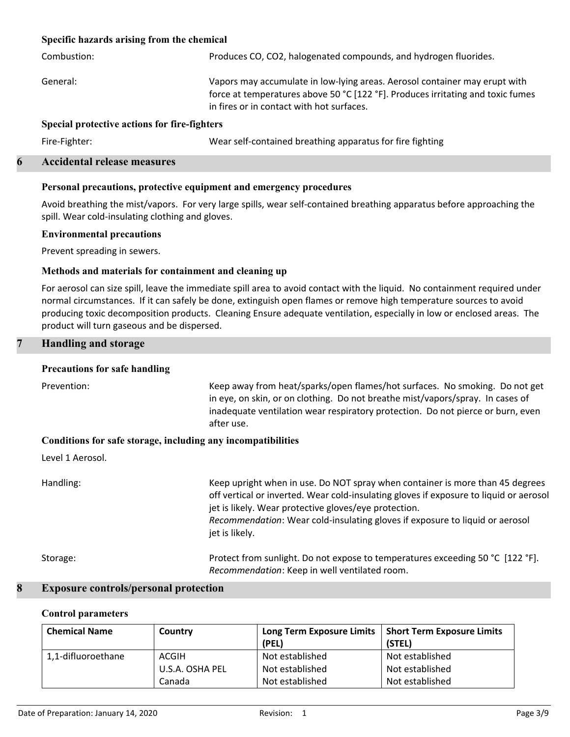### Specific hazards arising from the chemical

Combustion: Produces CO, $CO_2$, halogenated compounds, and hydrogen fluorides.

General: Vapors may accumulate in low-lying areas. Aerosol container may erupt with force at temperatures above 50 °C [122 °F]. Produces irritating and toxic fumes in fires or in contact with hot surfaces.

### Special protective actions for fire-fighters

Fire-Fighter: Wear self-contained breathing apparatus for fire fighting

## 6 Accidental release measures

### Personal precautions, protective equipment and emergency procedures

Avoid breathing the mist/vapors. For very large spills, wear self-contained breathing apparatus before approaching the spill. Wear cold-insulating clothing and gloves.

### Environmental precautions

Prevent spreading in sewers.

### Methods and materials for containment and cleaning up

For aerosol can size spill, leave the immediate spill area to avoid contact with the liquid. No containment required under normal circumstances. If it can safely be done, extinguish open flames or remove high temperature sources to avoid producing toxic decomposition products. Cleaning Ensure adequate ventilation, especially in low or enclosed areas. The product will turn gaseous and be dispersed.

## 7 Handling and storage

### Precautions for safe handling

Prevention: Keep away from heat/sparks/open flames/hot surfaces. No smoking. Do not get in eye, on skin, or on clothing. Do not breathe mist/vapors/spray. In cases of inadequate ventilation wear respiratory protection. Do not pierce or burn, even after use.

### Conditions for safe storage, including any incompatibilities

Level 1 Aerosol.

Handling: Keep upright when in use. Do NOT spray when container is more than 45 degrees off vertical or inverted. Wear cold-insulating gloves if exposure to liquid or aerosol jet is likely. Wear protective gloves/eye protection.
*Recommendation*: Wear cold-insulating gloves if exposure to liquid or aerosol jet is likely.

Storage: Protect from sunlight. Do not expose to temperatures exceeding 50 °C [122 °F].
*Recommendation*: Keep in well ventilated room.

## 8 Exposure controls/personal protection

### Control parameters

| Chemical Name | Country | Long Term Exposure Limits (PEL) | Short Term Exposure Limits (STEL) |
|---|---|---|---|
| 1,1-difluoroethane | ACGIH | Not established | Not established |
| | U.S.A. OSHA PEL | Not established | Not established |
| | Canada | Not established | Not established |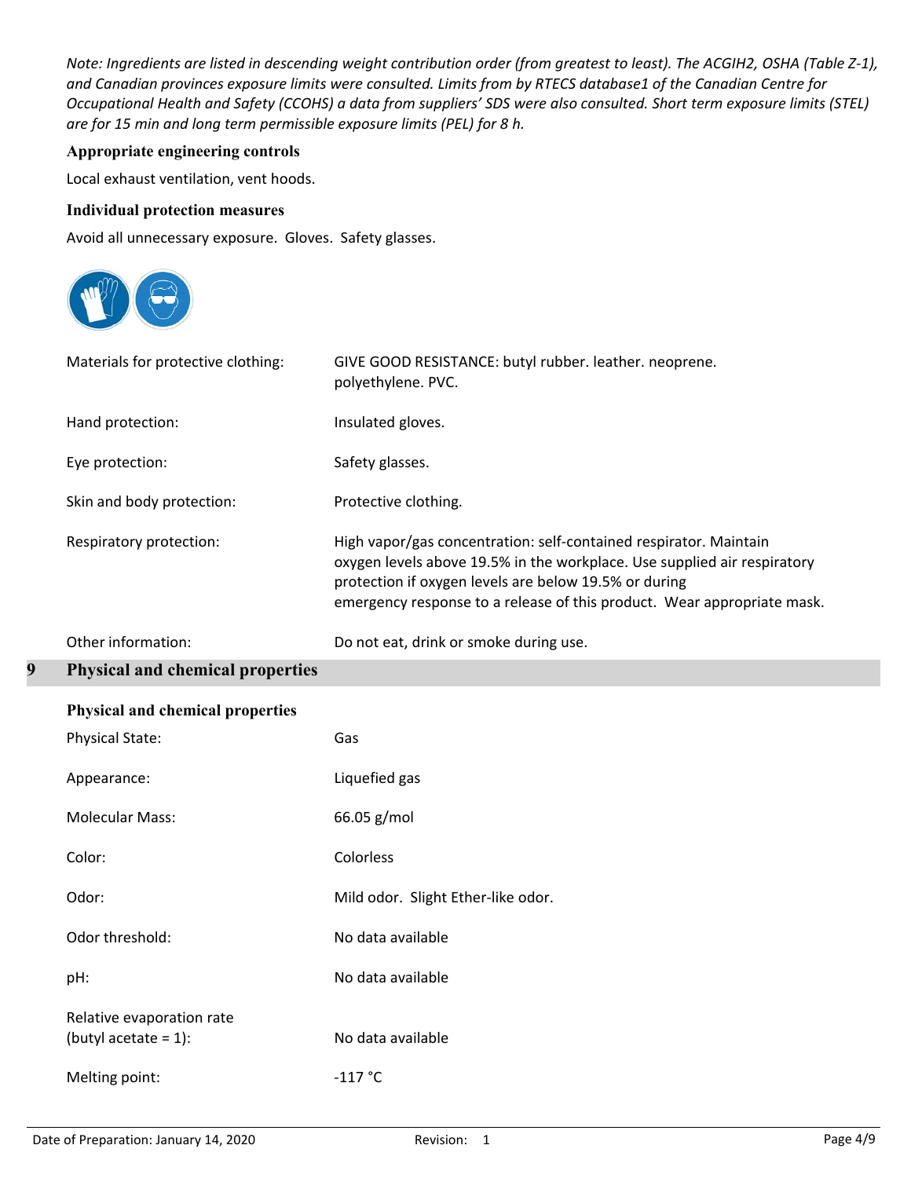*Note: Ingredients are listed in descending weight contribution order (from greatest to least). The ACGIH2, OSHA (Table Z-1), and Canadian provinces exposure limits were consulted. Limits from by RTECS database1 of the Canadian Centre for Occupational Health and Safety (CCOHS) a data from suppliers' SDS were also consulted. Short term exposure limits (STEL) are for 15 min and long term permissible exposure limits (PEL) for 8 h.*

### Appropriate engineering controls

Local exhaust ventilation, vent hoods.

### Individual protection measures

Avoid all unnecessary exposure. Gloves. Safety glasses.

| | |
|---|---|
| Materials for protective clothing: | GIVE GOOD RESISTANCE: butyl rubber. leather. neoprene. polyethylene. PVC. |
| Hand protection: | Insulated gloves. |
| Eye protection: | Safety glasses. |
| Skin and body protection: | Protective clothing. |
| Respiratory protection: | High vapor/gas concentration: self-contained respirator. Maintain oxygen levels above 19.5% in the workplace. Use supplied air respiratory protection if oxygen levels are below 19.5% or during emergency response to a release of this product. Wear appropriate mask. |
| Other information: | Do not eat, drink or smoke during use. |

## 9 Physical and chemical properties

### Physical and chemical properties

| | |
|---|---|
| Physical State: | Gas |
| Appearance: | Liquefied gas |
| Molecular Mass: | 66.05 g/mol |
| Color: | Colorless |
| Odor: | Mild odor. Slight Ether-like odor. |
| Odor threshold: | No data available |
| pH: | No data available |
| Relative evaporation rate (butyl acetate = 1): | No data available |
| Melting point: | -117 °C |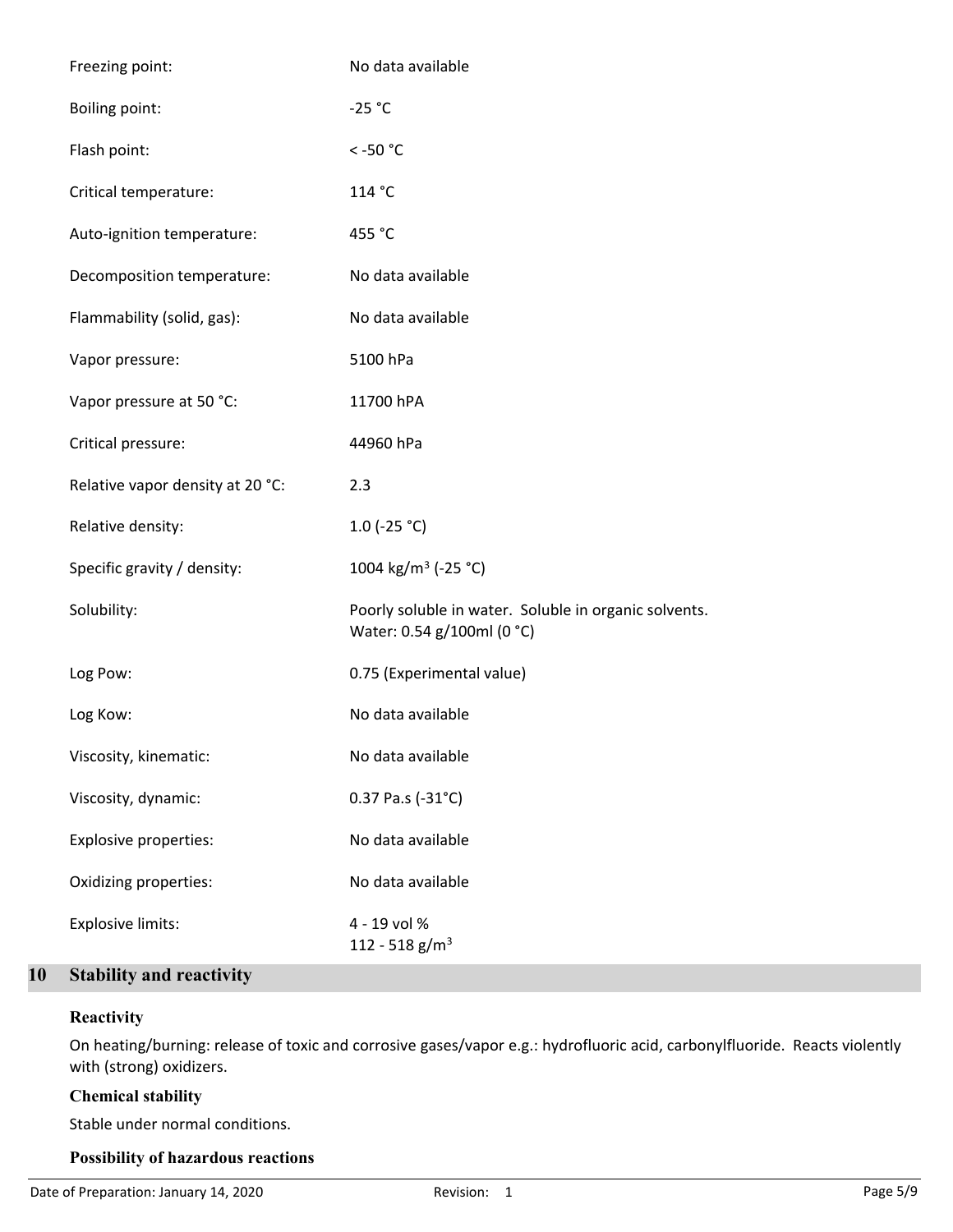| | |
|---|---|
| Freezing point: | No data available |
| Boiling point: | -25 °C |
| Flash point: | < -50 °C |
| Critical temperature: | 114 °C |
| Auto-ignition temperature: | 455 °C |
| Decomposition temperature: | No data available |
| Flammability (solid, gas): | No data available |
| Vapor pressure: | 5100 hPa |
| Vapor pressure at 50 °C: | 11700 hPA |
| Critical pressure: | 44960 hPa |
| Relative vapor density at 20 °C: | 2.3 |
| Relative density: | 1.0 (-25 °C) |
| Specific gravity / density: | 1004 kg/m$^3$ (-25 °C) |
| Solubility: | Poorly soluble in water. Soluble in organic solvents.<br>Water: 0.54 g/100ml (0 °C) |
| Log Pow: | 0.75 (Experimental value) |
| Log Kow: | No data available |
| Viscosity, kinematic: | No data available |
| Viscosity, dynamic: | 0.37 Pa.s (-31°C) |
| Explosive properties: | No data available |
| Oxidizing properties: | No data available |
| Explosive limits: | 4 - 19 vol %<br>112 - 518 g/m$^3$ |

## 10 Stability and reactivity

### Reactivity

On heating/burning: release of toxic and corrosive gases/vapor e.g.: hydrofluoric acid, carbonylfluoride. Reacts violently with (strong) oxidizers.

### Chemical stability

Stable under normal conditions.

### Possibility of hazardous reactions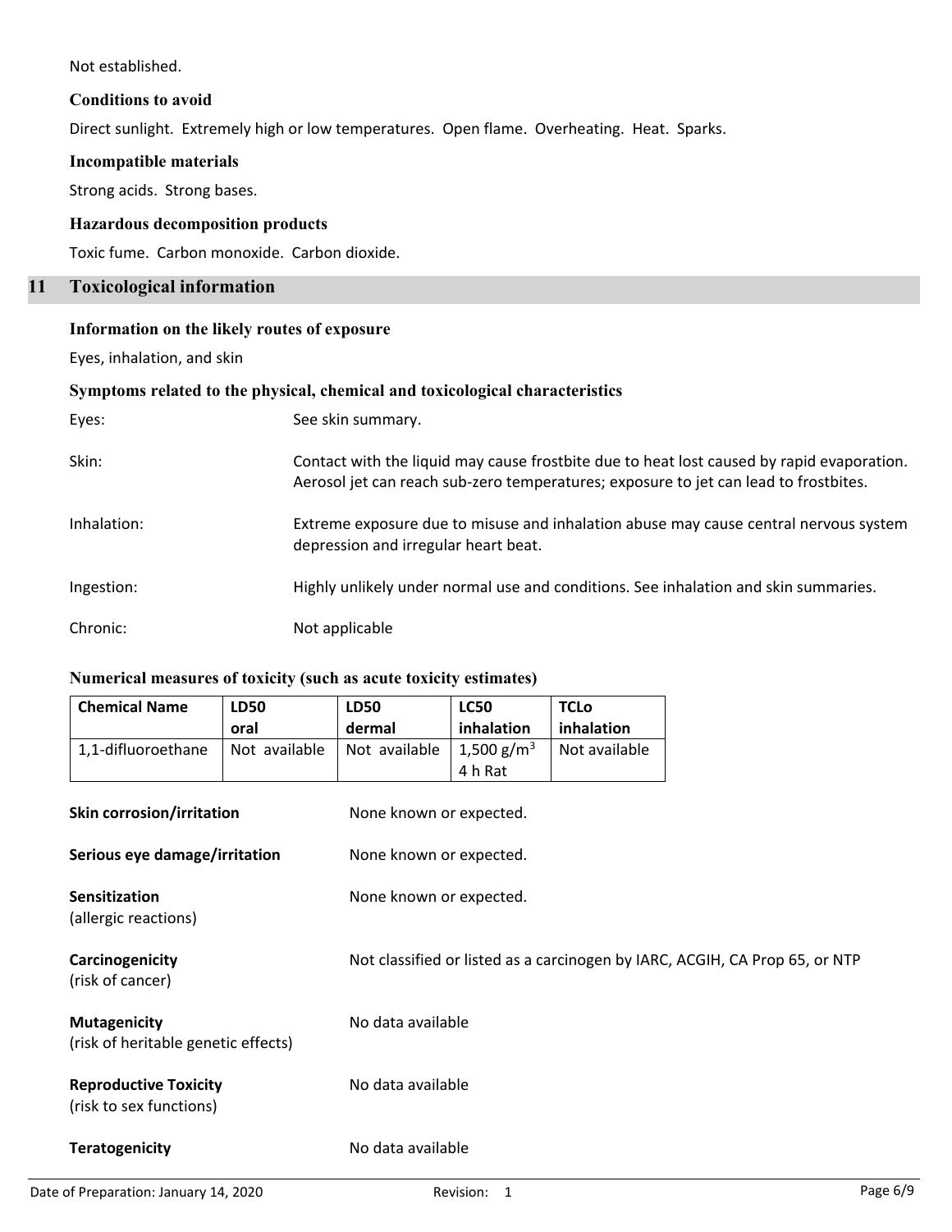Not established.

### Conditions to avoid

Direct sunlight. Extremely high or low temperatures. Open flame. Overheating. Heat. Sparks.

### Incompatible materials

Strong acids. Strong bases.

### Hazardous decomposition products

Toxic fume. Carbon monoxide. Carbon dioxide.

## 11 Toxicological information

### Information on the likely routes of exposure

Eyes, inhalation, and skin

### Symptoms related to the physical, chemical and toxicological characteristics

Eyes: See skin summary.

Skin: Contact with the liquid may cause frostbite due to heat lost caused by rapid evaporation. Aerosol jet can reach sub-zero temperatures; exposure to jet can lead to frostbites.

Inhalation: Extreme exposure due to misuse and inhalation abuse may cause central nervous system depression and irregular heart beat.

Ingestion: Highly unlikely under normal use and conditions. See inhalation and skin summaries.

Chronic: Not applicable

### Numerical measures of toxicity (such as acute toxicity estimates)

| Chemical Name | LD50 oral | LD50 dermal | LC50 inhalation | TCLo inhalation |
|---|---|---|---|---|
| 1,1-difluoroethane | Not available | Not available | 1,500 $g/m^3$ 4 h Rat | Not available |

**Skin corrosion/irritation** None known or expected.

**Serious eye damage/irritation** None known or expected.

**Sensitization** (allergic reactions) None known or expected.

**Carcinogenicity** (risk of cancer) Not classified or listed as a carcinogen by IARC, ACGIH, CA Prop 65, or NTP

**Mutagenicity** (risk of heritable genetic effects) No data available

**Reproductive Toxicity** (risk to sex functions) No data available

**Teratogenicity** No data available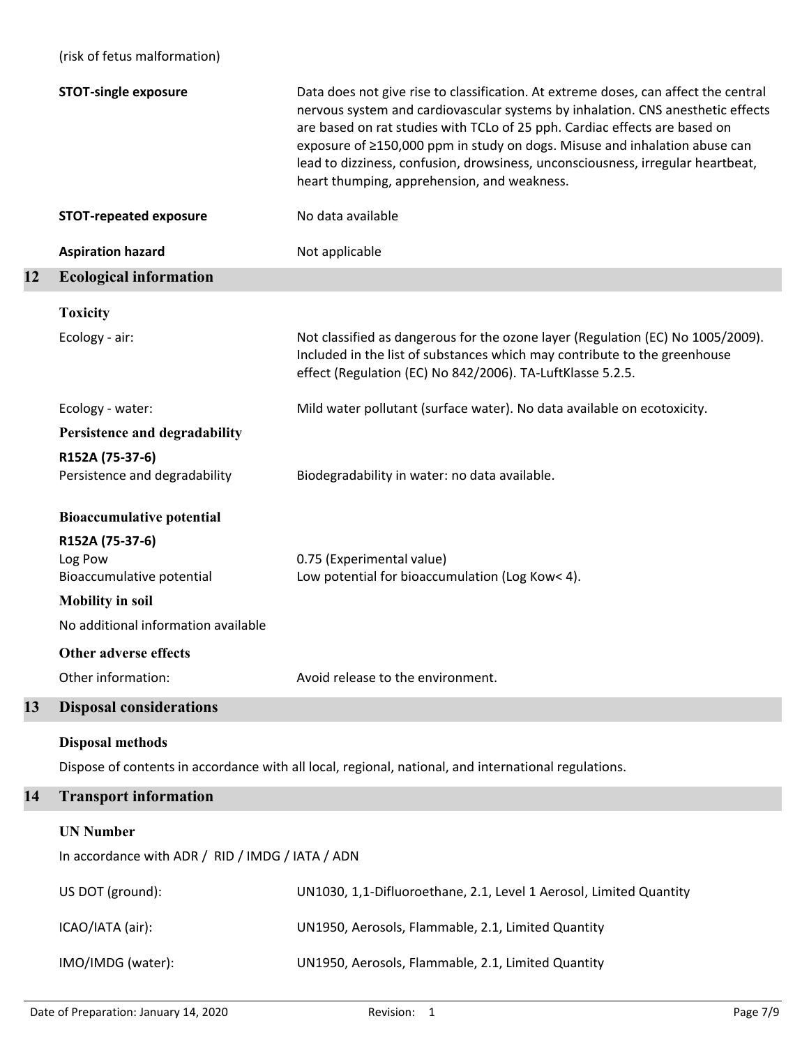(risk of fetus malformation)

| | |
|---|---|
| **STOT-single exposure** | Data does not give rise to classification. At extreme doses, can affect the central nervous system and cardiovascular systems by inhalation. CNS anesthetic effects are based on rat studies with TCLo of 25 pph. Cardiac effects are based on exposure of ≥150,000 ppm in study on dogs. Misuse and inhalation abuse can lead to dizziness, confusion, drowsiness, unconsciousness, irregular heartbeat, heart thumping, apprehension, and weakness. |
| **STOT-repeated exposure** | No data available |
| **Aspiration hazard** | Not applicable |

## 12 Ecological information

### Toxicity

| | |
|---|---|
| Ecology - air: | Not classified as dangerous for the ozone layer (Regulation (EC) No 1005/2009). Included in the list of substances which may contribute to the greenhouse effect (Regulation (EC) No 842/2006). TA-LuftKlasse 5.2.5. |
| Ecology - water: | Mild water pollutant (surface water). No data available on ecotoxicity. |

### Persistence and degradability

**R152A (75-37-6)**

| | |
|---|---|
| Persistence and degradability | Biodegradability in water: no data available. |

### Bioaccumulative potential

**R152A (75-37-6)**

| | |
|---|---|
| Log Pow | 0.75 (Experimental value) |
| Bioaccumulative potential | Low potential for bioaccumulation (Log Kow< 4). |

### Mobility in soil

No additional information available

### Other adverse effects

| | |
|---|---|
| Other information: | Avoid release to the environment. |

## 13 Disposal considerations

### Disposal methods

Dispose of contents in accordance with all local, regional, national, and international regulations.

## 14 Transport information

### UN Number

In accordance with ADR / RID / IMDG / IATA / ADN

| | |
|---|---|
| US DOT (ground): | UN1030, 1,1-Difluoroethane, 2.1, Level 1 Aerosol, Limited Quantity |
| ICAO/IATA (air): | UN1950, Aerosols, Flammable, 2.1, Limited Quantity |
| IMO/IMDG (water): | UN1950, Aerosols, Flammable, 2.1, Limited Quantity |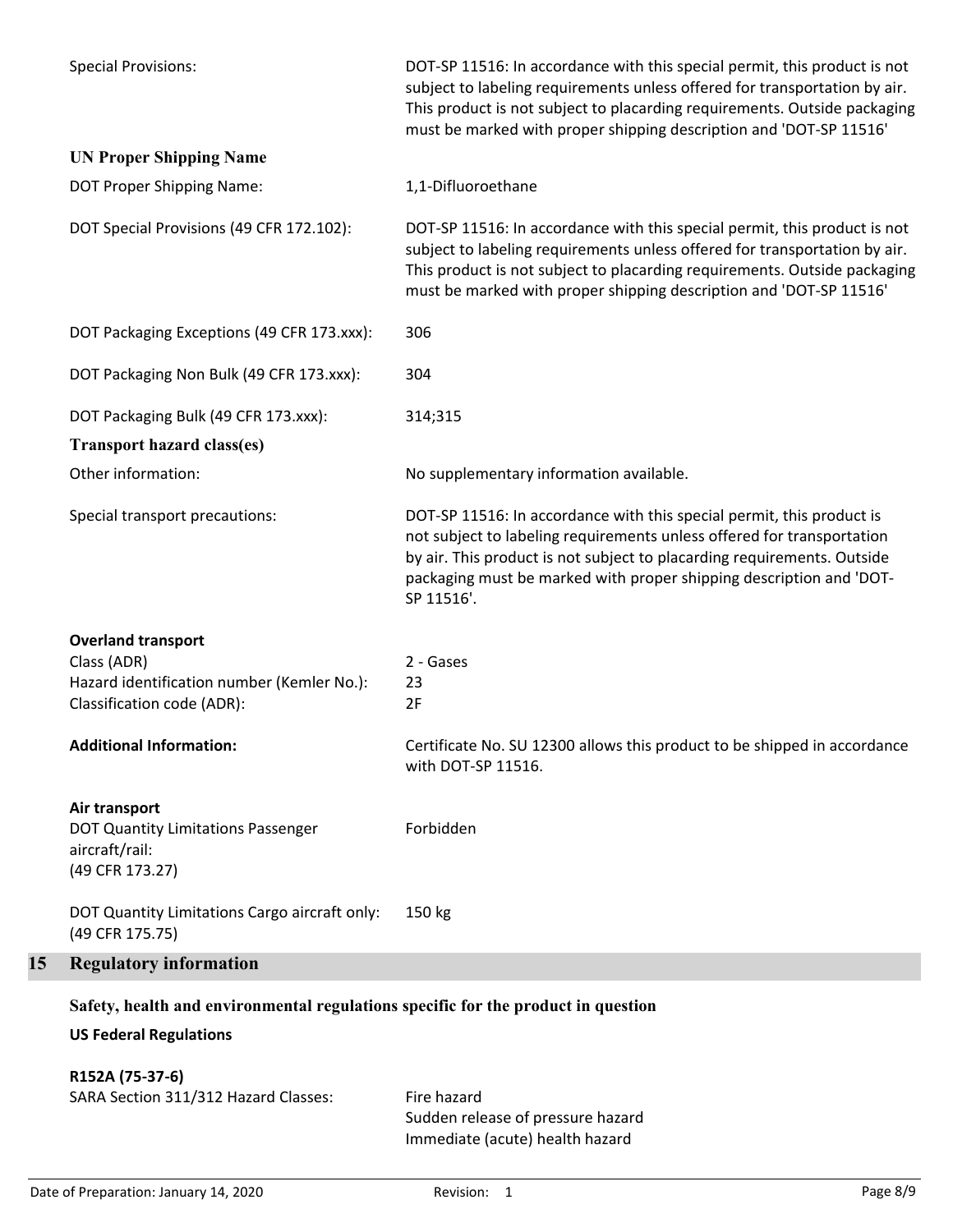| | |
|---|---|
| Special Provisions: | DOT-SP 11516: In accordance with this special permit, this product is not subject to labeling requirements unless offered for transportation by air. This product is not subject to placarding requirements. Outside packaging must be marked with proper shipping description and 'DOT-SP 11516' |

### UN Proper Shipping Name

| | |
|---|---|
| DOT Proper Shipping Name: | 1,1-Difluoroethane |
| DOT Special Provisions (49 CFR 172.102): | DOT-SP 11516: In accordance with this special permit, this product is not subject to labeling requirements unless offered for transportation by air. This product is not subject to placarding requirements. Outside packaging must be marked with proper shipping description and 'DOT-SP 11516' |
| DOT Packaging Exceptions (49 CFR 173.xxx): | 306 |
| DOT Packaging Non Bulk (49 CFR 173.xxx): | 304 |
| DOT Packaging Bulk (49 CFR 173.xxx): | 314;315 |

### Transport hazard class(es)

| | |
|---|---|
| Other information: | No supplementary information available. |
| Special transport precautions: | DOT-SP 11516: In accordance with this special permit, this product is not subject to labeling requirements unless offered for transportation by air. This product is not subject to placarding requirements. Outside packaging must be marked with proper shipping description and 'DOT-SP 11516'. |

**Overland transport**

| | |
|---|---|
| Class (ADR) | 2 - Gases |
| Hazard identification number (Kemler No.): | 23 |
| Classification code (ADR): | 2F |
| **Additional Information:** | Certificate No. SU 12300 allows this product to be shipped in accordance with DOT-SP 11516. |

**Air transport**

| | |
|---|---|
| DOT Quantity Limitations Passenger aircraft/rail: (49 CFR 173.27) | Forbidden |
| DOT Quantity Limitations Cargo aircraft only: (49 CFR 175.75) | 150 kg |

## 15 Regulatory information

### Safety, health and environmental regulations specific for the product in question

**US Federal Regulations**

**R152A (75-37-6)**

| | |
|---|---|
| SARA Section 311/312 Hazard Classes: | Fire hazard<br>Sudden release of pressure hazard<br>Immediate (acute) health hazard |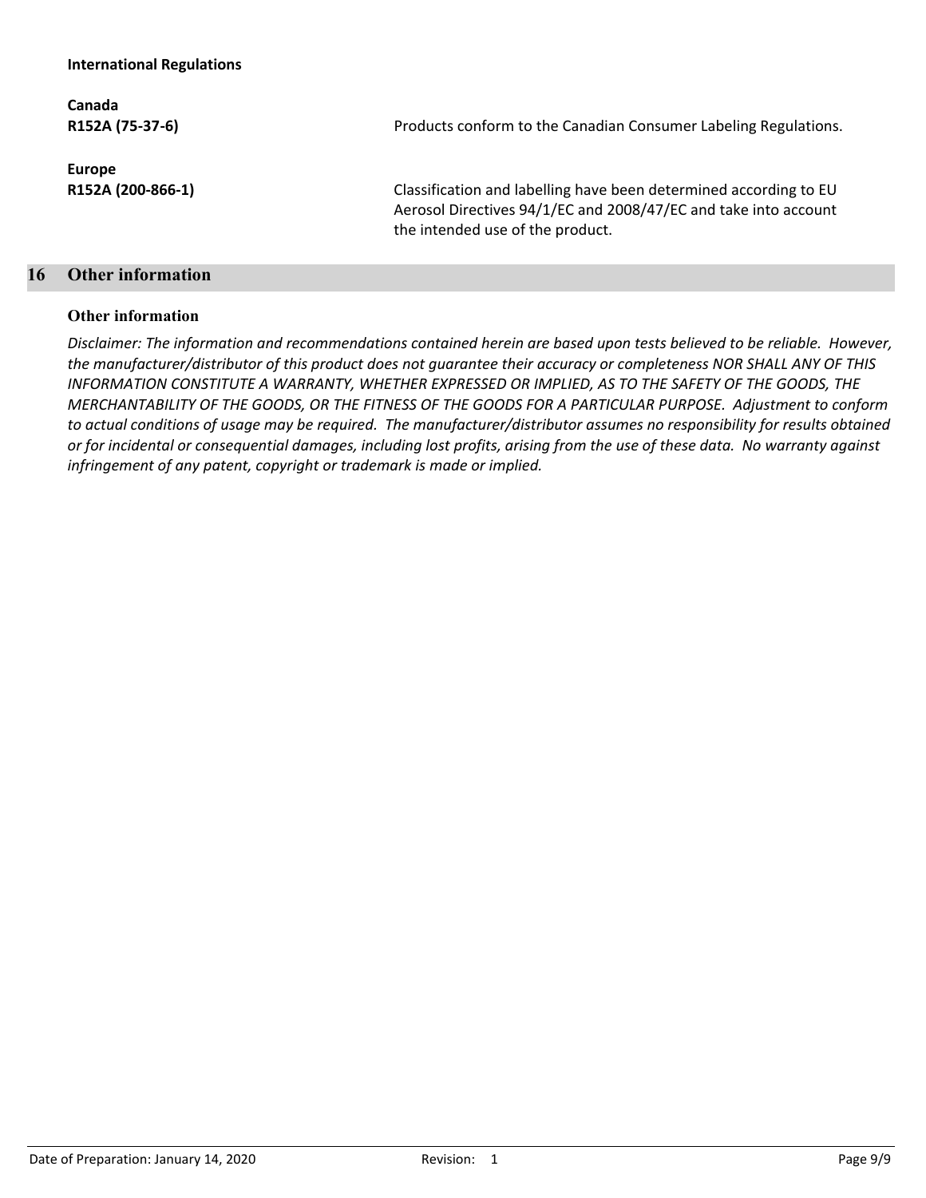**International Regulations**

**Canada**

**R152A (75-37-6)** Products conform to the Canadian Consumer Labeling Regulations.

**Europe**

**R152A (200-866-1)** Classification and labelling have been determined according to EU Aerosol Directives 94/1/EC and 2008/47/EC and take into account the intended use of the product.

## 16 Other information

### Other information

*Disclaimer: The information and recommendations contained herein are based upon tests believed to be reliable. However, the manufacturer/distributor of this product does not guarantee their accuracy or completeness NOR SHALL ANY OF THIS INFORMATION CONSTITUTE A WARRANTY, WHETHER EXPRESSED OR IMPLIED, AS TO THE SAFETY OF THE GOODS, THE MERCHANTABILITY OF THE GOODS, OR THE FITNESS OF THE GOODS FOR A PARTICULAR PURPOSE. Adjustment to conform to actual conditions of usage may be required. The manufacturer/distributor assumes no responsibility for results obtained or for incidental or consequential damages, including lost profits, arising from the use of these data. No warranty against infringement of any patent, copyright or trademark is made or implied.*